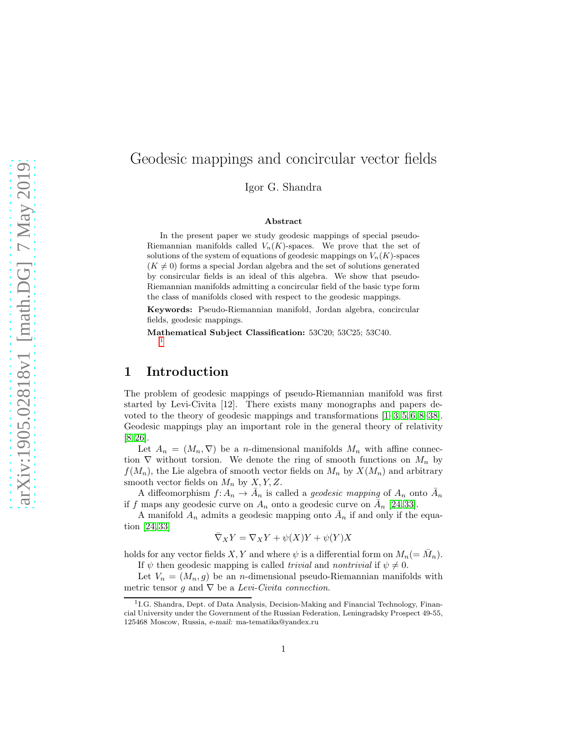# Geodesic mappings and concircular vector fields

Igor G. Shandra

## Abstract

In the present paper we study geodesic mappings of special pseudo-Riemannian manifolds called $V_n(K)$-spaces. We prove that the set of solutions of the system of equations of geodesic mappings on $V_n(K)$-spaces ($K \neq 0$) forms a special Jordan algebra and the set of solutions generated by consircular fields is an ideal of this algebra. We show that pseudo-Riemannian manifolds admitting a concircular field of the basic type form the class of manifolds closed with respect to the geodesic mappings.

**Keywords:** Pseudo-Riemannian manifold, Jordan algebra, concircular fields, geodesic mappings.

**Mathematical Subject Classification:** 53C20; 53C25; 53C40. [1]

## 1 Introduction

The problem of geodesic mappings of pseudo-Riemannian manifold was first started by Levi-Civita [12]. There exists many monographs and papers devoted to the theory of geodesic mappings and transformations [1–3, 5, 6, 8–38]. Geodesic mappings play an important role in the general theory of relativity [8, 26].

Let $A_n = (M_n, \nabla)$ be a $n$-dimensional manifolds $M_n$ with affine connection $\nabla$ without torsion. We denote the ring of smooth functions on $M_n$ by $f(M_n)$, the Lie algebra of smooth vector fields on $M_n$ by $X(M_n)$ and arbitrary smooth vector fields on $M_n$ by $X, Y, Z$.

A diffeomorphism $f\colon A_n \to \bar{A}_n$ is called a *geodesic mapping* of $A_n$ onto $\bar{A}_n$ if $f$ maps any geodesic curve on $A_n$ onto a geodesic curve on $\bar{A}_n$ [24, 33].

A manifold $A_n$ admits a geodesic mapping onto $\bar{A}_n$ if and only if the equation [24, 33]

$$\bar{\nabla}_X Y = \nabla_X Y + \psi(X)Y + \psi(Y)X$$

holds for any vector fields $X, Y$ and where $\psi$ is a differential form on $M_n (= \bar{M}_n)$.

If $\psi$ then geodesic mapping is called *trivial* and *nontrivial* if $\psi \neq 0$.

Let $V_n = (M_n, g)$ be an $n$-dimensional pseudo-Riemannian manifolds with metric tensor $g$ and $\nabla$ be a *Levi-Civita connection*.

[1] I.G. Shandra, Dept. of Data Analysis, Decision-Making and Financial Technology, Financial University under the Government of the Russian Federation, Leningradsky Prospect 49-55, 125468 Moscow, Russia, *e-mail:* ma-tematika@yandex.ru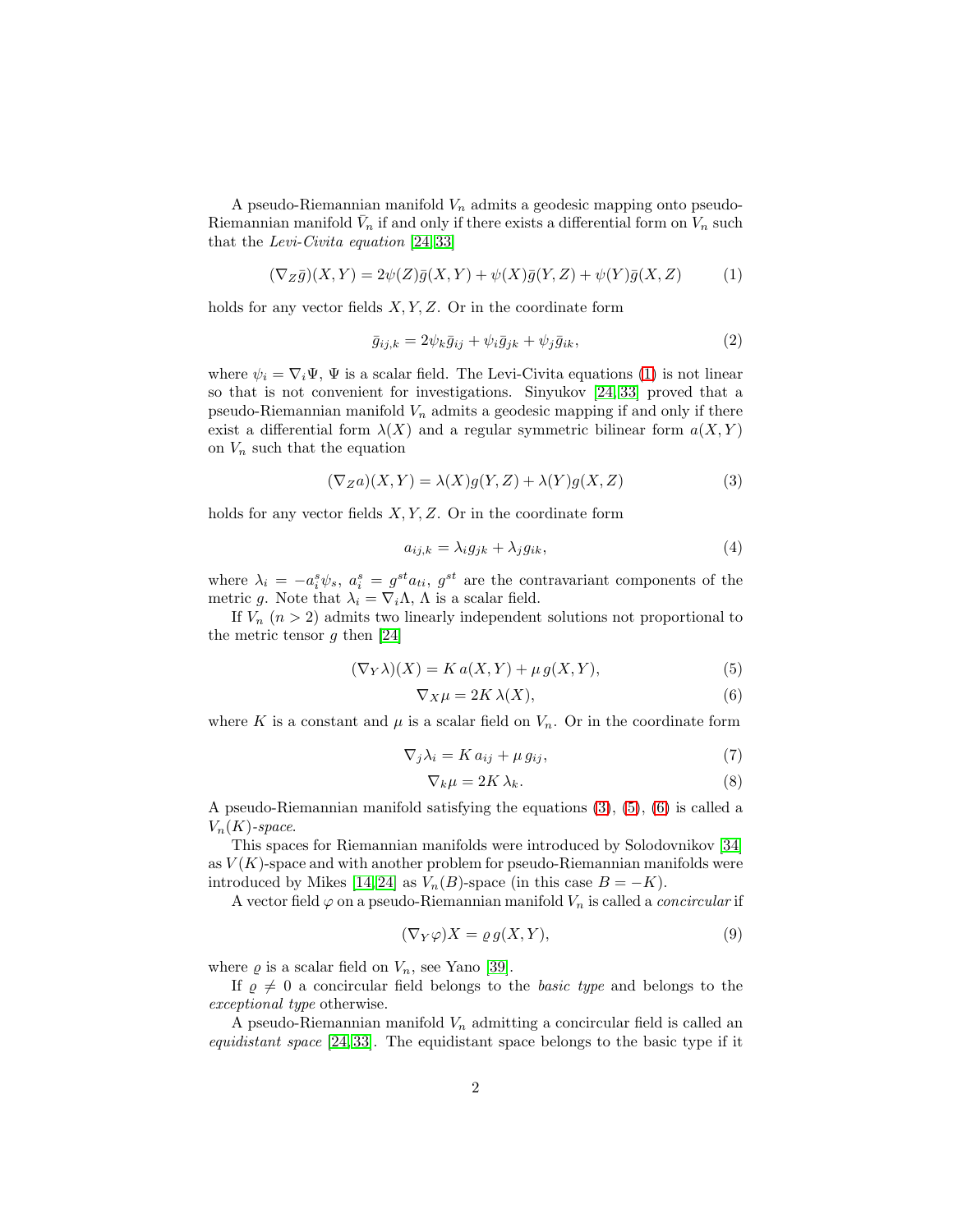A pseudo-Riemannian manifold $V_n$ admits a geodesic mapping onto pseudo-Riemannian manifold $\bar{V}_n$ if and only if there exists a differential form on $V_n$ such that the *Levi-Civita equation* [24, 33]

$$(\nabla_Z \bar{g})(X,Y) = 2\psi(Z)\bar{g}(X,Y) + \psi(X)\bar{g}(Y,Z) + \psi(Y)\bar{g}(X,Z) \tag{1}$$

holds for any vector fields $X, Y, Z$. Or in the coordinate form

$$\bar{g}_{ij,k} = 2\psi_k \bar{g}_{ij} + \psi_i \bar{g}_{jk} + \psi_j \bar{g}_{ik}, \tag{2}$$

where $\psi_i = \nabla_i \Psi$, $\Psi$ is a scalar field. The Levi-Civita equations (1) is not linear so that is not convenient for investigations. Sinyukov [24, 33] proved that a pseudo-Riemannian manifold $V_n$ admits a geodesic mapping if and only if there exist a differential form $\lambda(X)$ and a regular symmetric bilinear form $a(X,Y)$ on $V_n$ such that the equation

$$(\nabla_Z a)(X,Y) = \lambda(X)g(Y,Z) + \lambda(Y)g(X,Z) \tag{3}$$

holds for any vector fields $X, Y, Z$. Or in the coordinate form

$$a_{ij,k} = \lambda_i g_{jk} + \lambda_j g_{ik}, \tag{4}$$

where $\lambda_i = -a_i^s \psi_s$, $a_i^s = g^{st} a_{ti}$, $g^{st}$ are the contravariant components of the metric $g$. Note that $\lambda_i = \nabla_i \Lambda$, $\Lambda$ is a scalar field.

If $V_n$ $(n > 2)$ admits two linearly independent solutions not proportional to the metric tensor $g$ then [24]

$$(\nabla_Y \lambda)(X) = K\, a(X,Y) + \mu\, g(X,Y), \tag{5}$$

$$\nabla_X \mu = 2K\, \lambda(X), \tag{6}$$

where $K$ is a constant and $\mu$ is a scalar field on $V_n$. Or in the coordinate form

$$\nabla_j \lambda_i = K\, a_{ij} + \mu\, g_{ij}, \tag{7}$$

$$\nabla_k \mu = 2K\, \lambda_k. \tag{8}$$

A pseudo-Riemannian manifold satisfying the equations (3), (5), (6) is called a $V_n(K)$-*space*.

This spaces for Riemannian manifolds were introduced by Solodovnikov [34] as $V(K)$-space and with another problem for pseudo-Riemannian manifolds were introduced by Mikes [14, 24] as $V_n(B)$-space (in this case $B = -K$).

A vector field $\varphi$ on a pseudo-Riemannian manifold $V_n$ is called a *concircular* if

$$(\nabla_Y \varphi)X = \varrho\, g(X,Y), \tag{9}$$

where $\varrho$ is a scalar field on $V_n$, see Yano [39].

If $\varrho \neq 0$ a concircular field belongs to the *basic type* and belongs to the *exceptional type* otherwise.

A pseudo-Riemannian manifold $V_n$ admitting a concircular field is called an *equidistant space* [24, 33]. The equidistant space belongs to the basic type if it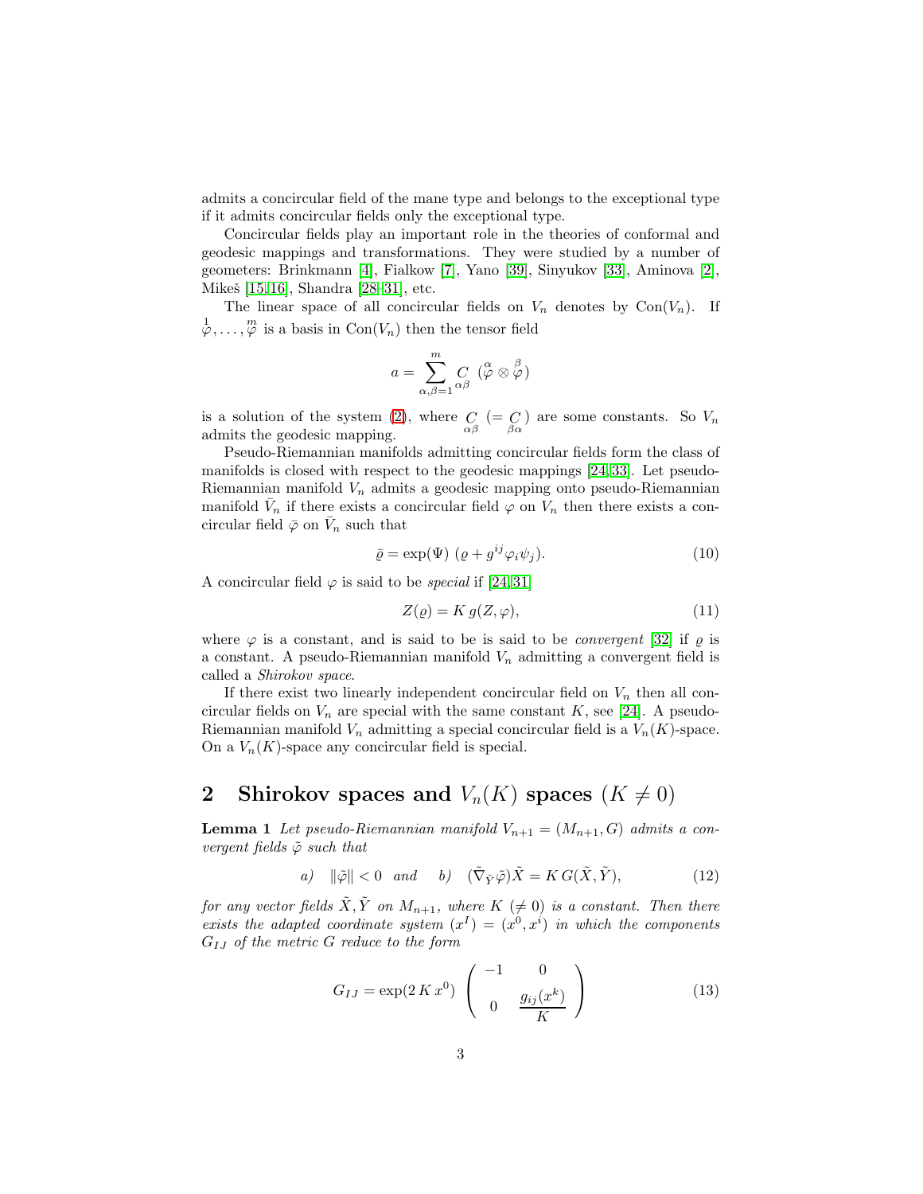admits a concircular field of the mane type and belongs to the exceptional type if it admits concircular fields only the exceptional type.

Concircular fields play an important role in the theories of conformal and geodesic mappings and transformations. They were studied by a number of geometers: Brinkmann [4], Fialkow [7], Yano [39], Sinyukov [33], Aminova [2], Mikeš [15,16], Shandra [28–31], etc.

The linear space of all concircular fields on $V_n$ denotes by $\mathrm{Con}(V_n)$. If $\overset{1}{\varphi}, \ldots, \overset{m}{\varphi}$ is a basis in $\mathrm{Con}(V_n)$ then the tensor field

$$a = \sum_{\alpha,\beta=1}^{m} \underset{\alpha\beta}{C} \; (\overset{\alpha}{\varphi} \otimes \overset{\beta}{\varphi})$$

is a solution of the system (2), where $\underset{\alpha\beta}{C}$ $(= \underset{\beta\alpha}{C})$ are some constants. So $V_n$ admits the geodesic mapping.

Pseudo-Riemannian manifolds admitting concircular fields form the class of manifolds is closed with respect to the geodesic mappings [24,33]. Let pseudo-Riemannian manifold $V_n$ admits a geodesic mapping onto pseudo-Riemannian manifold $\bar{V}_n$ if there exists a concircular field $\varphi$ on $V_n$ then there exists a concircular field $\bar{\varphi}$ on $\bar{V}_n$ such that

$$\bar{\varrho} = \exp(\Psi) \; (\varrho + g^{ij}\varphi_i\psi_j). \tag{10}$$

A concircular field $\varphi$ is said to be *special* if [24,31]

$$Z(\varrho) = K \, g(Z, \varphi), \tag{11}$$

where $\varphi$ is a constant, and is said to be is said to be *convergent* [32] if $\varrho$ is a constant. A pseudo-Riemannian manifold $V_n$ admitting a convergent field is called a *Shirokov space*.

If there exist two linearly independent concircular field on $V_n$ then all concircular fields on $V_n$ are special with the same constant $K$, see [24]. A pseudo-Riemannian manifold $V_n$ admitting a special concircular field is a $V_n(K)$-space. On a $V_n(K)$-space any concircular field is special.

## 2 Shirokov spaces and $V_n(K)$ spaces $(K \neq 0)$

**Lemma 1** *Let pseudo-Riemannian manifold $V_{n+1} = (M_{n+1}, G)$ admits a convergent fields $\tilde{\varphi}$ such that*

$$a) \quad \|\tilde{\varphi}\| < 0 \quad \text{and} \qquad b) \quad (\tilde{\nabla}_{\tilde{Y}}\tilde{\varphi})\tilde{X} = K \, G(\tilde{X}, \tilde{Y}), \tag{12}$$

*for any vector fields $\tilde{X}, \tilde{Y}$ on $M_{n+1}$, where $K$ $(\neq 0)$ is a constant. Then there exists the adapted coordinate system $(x^I) = (x^0, x^i)$ in which the components $G_{IJ}$ of the metric $G$ reduce to the form*

$$G_{IJ} = \exp(2\,K\,x^0) \; \begin{pmatrix} -1 & 0 \\ 0 & \dfrac{g_{ij}(x^k)}{K} \end{pmatrix} \tag{13}$$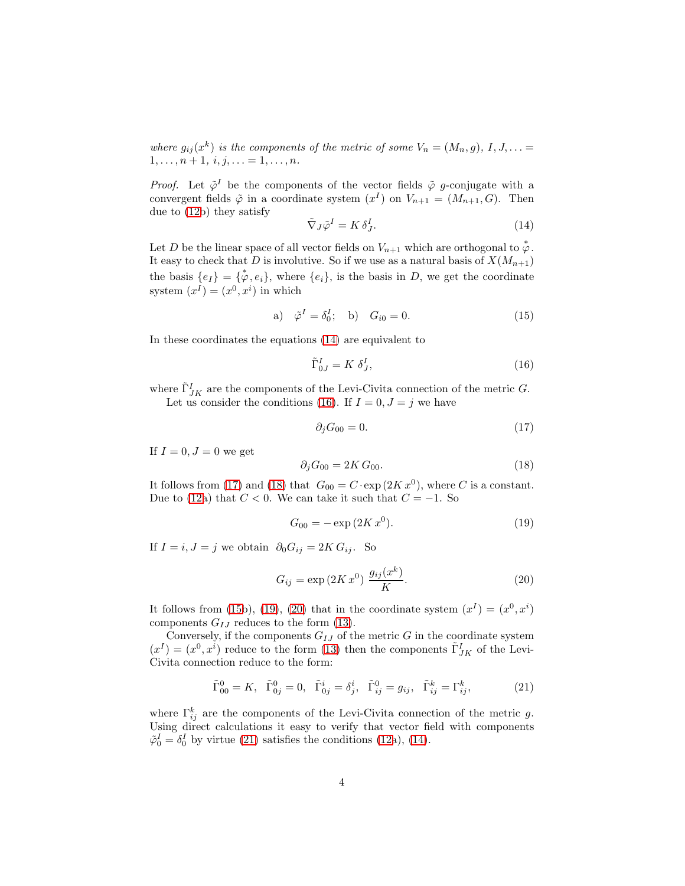*where $g_{ij}(x^k)$ is the components of the metric of some $V_n = (M_n, g)$, $I, J, \ldots = 1, \ldots, n+1$, $i, j, \ldots = 1, \ldots, n$.*

*Proof.* Let $\tilde{\varphi}^I$ be the components of the vector fields $\tilde{\varphi}$ $g$-conjugate with a convergent fields $\tilde{\varphi}$ in a coordinate system $(x^I)$ on $V_{n+1} = (M_{n+1}, G)$. Then due to (12b) they satisfy

$$\tilde{\nabla}_J \tilde{\varphi}^I = K\, \delta^I_J. \tag{14}$$

Let $D$ be the linear space of all vector fields on $V_{n+1}$ which are orthogonal to $\overset{*}{\varphi}$. It easy to check that $D$ is involutive. So if we use as a natural basis of $X(M_{n+1})$ the basis $\{e_I\} = \{\overset{*}{\varphi}, e_i\}$, where $\{e_i\}$, is the basis in $D$, we get the coordinate system $(x^I) = (x^0, x^i)$ in which

$$\text{a)} \quad \tilde{\varphi}^I = \delta^I_0; \quad \text{b)} \quad G_{i0} = 0. \tag{15}$$

In these coordinates the equations (14) are equivalent to

$$\tilde{\Gamma}^I_{0J} = K\, \delta^I_J, \tag{16}$$

where $\tilde{\Gamma}^I_{JK}$ are the components of the Levi-Civita connection of the metric $G$.

Let us consider the conditions (16). If $I = 0, J = j$ we have

$$\partial_j G_{00} = 0. \tag{17}$$

If $I = 0, J = 0$ we get

$$\partial_j G_{00} = 2K\, G_{00}. \tag{18}$$

It follows from (17) and (18) that $G_{00} = C \cdot \exp{(2K\, x^0)}$, where $C$ is a constant. Due to (12a) that $C < 0$. We can take it such that $C = -1$. So

$$G_{00} = -\exp{(2K\, x^0)}. \tag{19}$$

If $I = i, J = j$ we obtain $\partial_0 G_{ij} = 2K\, G_{ij}$. So

$$G_{ij} = \exp{(2K\, x^0)}\ \frac{g_{ij}(x^k)}{K}. \tag{20}$$

It follows from (15b), (19), (20) that in the coordinate system $(x^I) = (x^0, x^i)$ components $G_{IJ}$ reduces to the form (13).

Conversely, if the components $G_{IJ}$ of the metric $G$ in the coordinate system $(x^I) = (x^0, x^i)$ reduce to the form (13) then the components $\tilde{\Gamma}^I_{JK}$ of the Levi-Civita connection reduce to the form:

$$\tilde{\Gamma}^0_{00} = K, \quad \tilde{\Gamma}^0_{0j} = 0, \quad \tilde{\Gamma}^i_{0j} = \delta^i_j, \quad \tilde{\Gamma}^0_{ij} = g_{ij}, \quad \tilde{\Gamma}^k_{ij} = \Gamma^k_{ij}, \tag{21}$$

where $\Gamma^k_{ij}$ are the components of the Levi-Civita connection of the metric $g$. Using direct calculations it easy to verify that vector field with components $\tilde{\varphi}^I_0 = \delta^I_0$ by virtue (21) satisfies the conditions (12a), (14).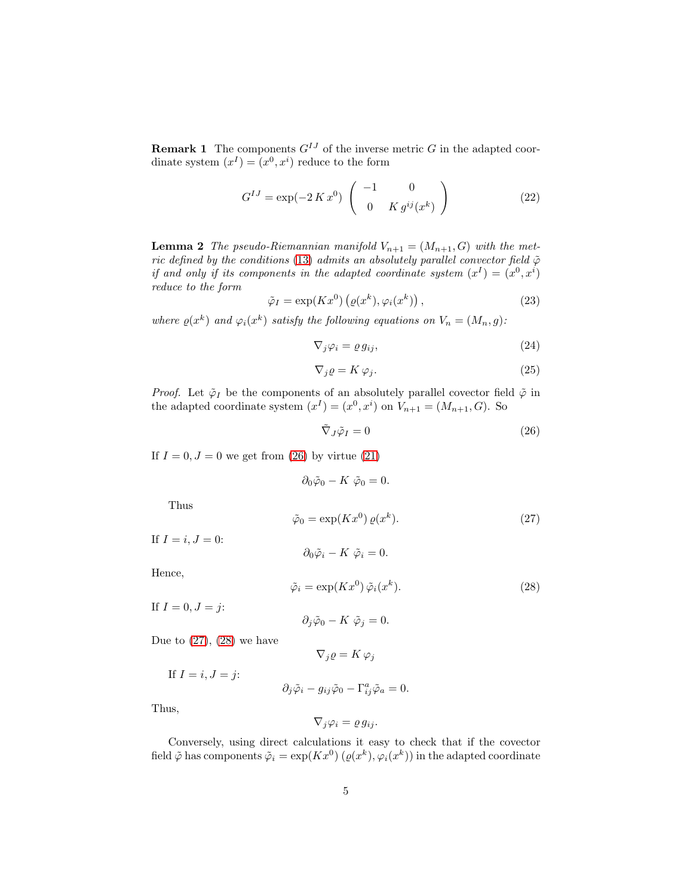**Remark 1** The components $G^{IJ}$ of the inverse metric $G$ in the adapted coordinate system $(x^I) = (x^0, x^i)$ reduce to the form

$$G^{IJ} = \exp(-2\,K\,x^0)\,\begin{pmatrix} -1 & 0 \\ 0 & K\,g^{ij}(x^k) \end{pmatrix} \tag{22}$$

**Lemma 2** *The pseudo-Riemannian manifold $V_{n+1} = (M_{n+1}, G)$ with the metric defined by the conditions (13) admits an absolutely parallel convector field $\tilde{\varphi}$ if and only if its components in the adapted coordinate system $(x^I) = (x^0, x^i)$ reduce to the form*

$$\tilde{\varphi}_I = \exp(Kx^0)\,\left(\varrho(x^k), \varphi_i(x^k)\right), \tag{23}$$

*where $\varrho(x^k)$ and $\varphi_i(x^k)$ satisfy the following equations on $V_n = (M_n, g)$:*

$$\nabla_j \varphi_i = \varrho\, g_{ij}, \tag{24}$$

$$\nabla_j \varrho = K\,\varphi_j. \tag{25}$$

*Proof.* Let $\tilde{\varphi}_I$ be the components of an absolutely parallel covector field $\tilde{\varphi}$ in the adapted coordinate system $(x^I) = (x^0, x^i)$ on $V_{n+1} = (M_{n+1}, G)$. So

$$\tilde{\nabla}_J \tilde{\varphi}_I = 0 \tag{26}$$

If $I = 0, J = 0$ we get from (26) by virtue (21)

$$\partial_0 \tilde{\varphi}_0 - K\;\tilde{\varphi}_0 = 0.$$

Thus

$$\tilde{\varphi}_0 = \exp(Kx^0)\,\varrho(x^k). \tag{27}$$

If $I = i, J = 0$:

$$\partial_0 \tilde{\varphi}_i - K\;\tilde{\varphi}_i = 0.$$

Hence,

$$\tilde{\varphi}_i = \exp(Kx^0)\,\tilde{\varphi}_i(x^k). \tag{28}$$

If $I = 0, J = j$:

$$\partial_j \tilde{\varphi}_0 - K\;\tilde{\varphi}_j = 0.$$

Due to (27), (28) we have

$$\nabla_j \varrho = K\,\varphi_j$$

If $I = i, J = j$:

$$\partial_j \tilde{\varphi}_i - g_{ij}\tilde{\varphi}_0 - \Gamma^a_{ij}\tilde{\varphi}_a = 0.$$

Thus,

$$\nabla_j \varphi_i = \varrho\, g_{ij}.$$

Conversely, using direct calculations it easy to check that if the covector field $\tilde{\varphi}$ has components $\tilde{\varphi}_i = \exp(Kx^0)\,(\varrho(x^k), \varphi_i(x^k))$ in the adapted coordinate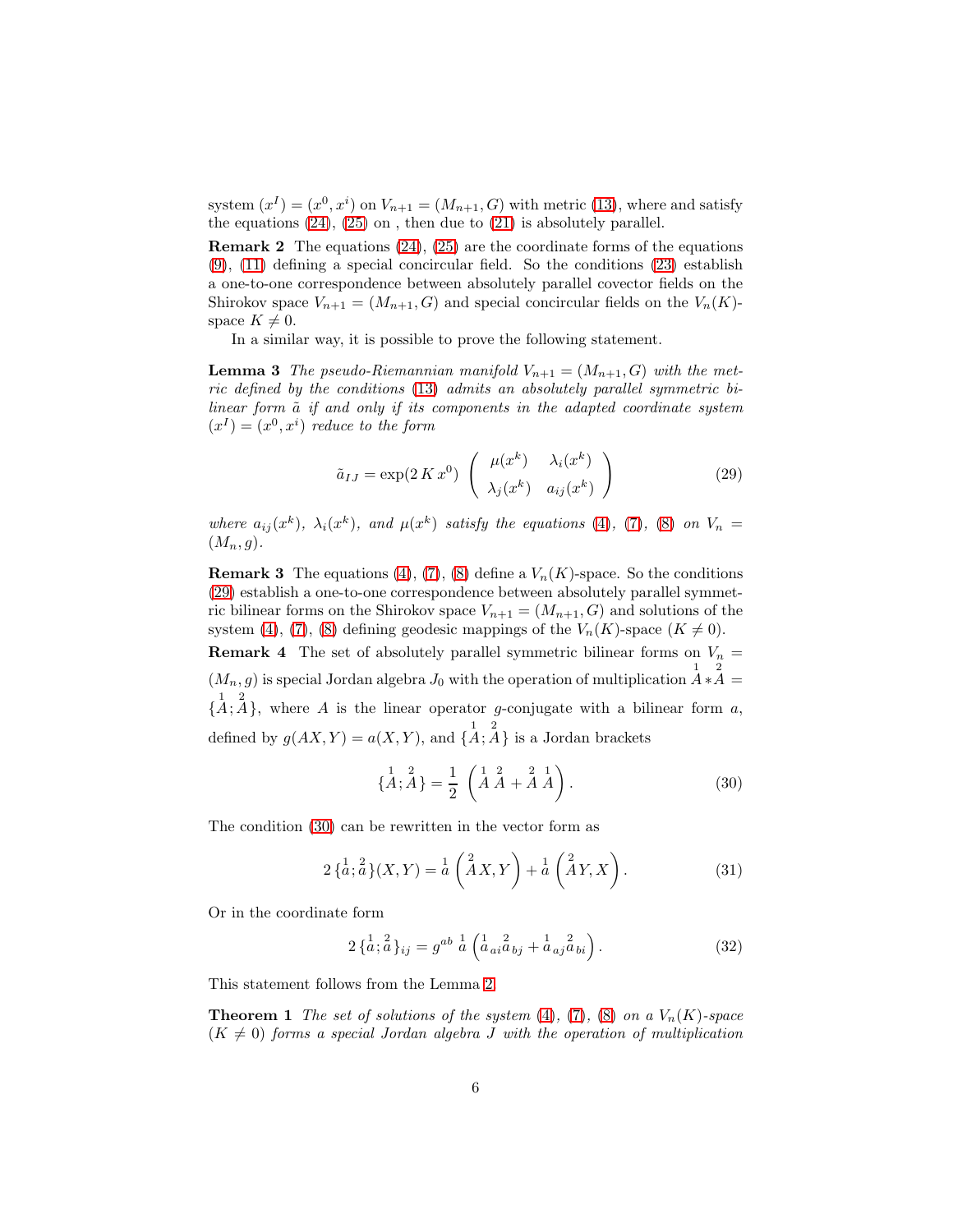system $(x^I) = (x^0, x^i)$ on $V_{n+1} = (M_{n+1}, G)$ with metric (13), where and satisfy the equations (24), (25) on , then due to (21) is absolutely parallel.

**Remark 2** The equations (24), (25) are the coordinate forms of the equations (9), (11) defining a special concircular field. So the conditions (23) establish a one-to-one correspondence between absolutely parallel covector fields on the Shirokov space $V_{n+1} = (M_{n+1}, G)$ and special concircular fields on the $V_n(K)$-space $K \neq 0$.

In a similar way, it is possible to prove the following statement.

**Lemma 3** *The pseudo-Riemannian manifold $V_{n+1} = (M_{n+1}, G)$ with the metric defined by the conditions (13) admits an absolutely parallel symmetric bilinear form $\tilde{a}$ if and only if its components in the adapted coordinate system $(x^I) = (x^0, x^i)$ reduce to the form*

$$\tilde{a}_{IJ} = \exp(2\,K\,x^0) \begin{pmatrix} \mu(x^k) & \lambda_i(x^k) \\ \lambda_j(x^k) & a_{ij}(x^k) \end{pmatrix} \tag{29}$$

*where $a_{ij}(x^k)$, $\lambda_i(x^k)$, and $\mu(x^k)$ satisfy the equations (4), (7), (8) on $V_n = (M_n, g)$.*

**Remark 3** The equations (4), (7), (8) define a $V_n(K)$-space. So the conditions (29) establish a one-to-one correspondence between absolutely parallel symmetric bilinear forms on the Shirokov space $V_{n+1} = (M_{n+1}, G)$ and solutions of the system (4), (7), (8) defining geodesic mappings of the $V_n(K)$-space $(K \neq 0)$.

**Remark 4** The set of absolutely parallel symmetric bilinear forms on $V_n = (M_n, g)$ is special Jordan algebra $J_0$ with the operation of multiplication $\overset{1}{A} * \overset{2}{A} = \{\overset{1}{A}; \overset{2}{A}\}$, where $A$ is the linear operator $g$-conjugate with a bilinear form $a$, defined by $g(AX, Y) = a(X, Y)$, and $\{\overset{1}{A}; \overset{2}{A}\}$ is a Jordan brackets

$$\{\overset{1}{A}; \overset{2}{A}\} = \frac{1}{2}\left(\overset{1}{A}\,\overset{2}{A} + \overset{2}{A}\,\overset{1}{A}\right). \tag{30}$$

The condition (30) can be rewritten in the vector form as

$$2\,\{\overset{1}{a}; \overset{2}{a}\}(X, Y) = \overset{1}{a}\left(\overset{2}{A}X, Y\right) + \overset{1}{a}\left(\overset{2}{A}Y, X\right). \tag{31}$$

Or in the coordinate form

$$2\,\{\overset{1}{a}; \overset{2}{a}\}_{ij} = g^{ab}\ \overset{1}{a}\left(\overset{1}{a}_{ai}\overset{2}{a}_{bj} + \overset{1}{a}_{aj}\overset{2}{a}_{bi}\right). \tag{32}$$

This statement follows from the Lemma 2.

**Theorem 1** *The set of solutions of the system (4), (7), (8) on a $V_n(K)$-space $(K \neq 0)$ forms a special Jordan algebra $J$ with the operation of multiplication*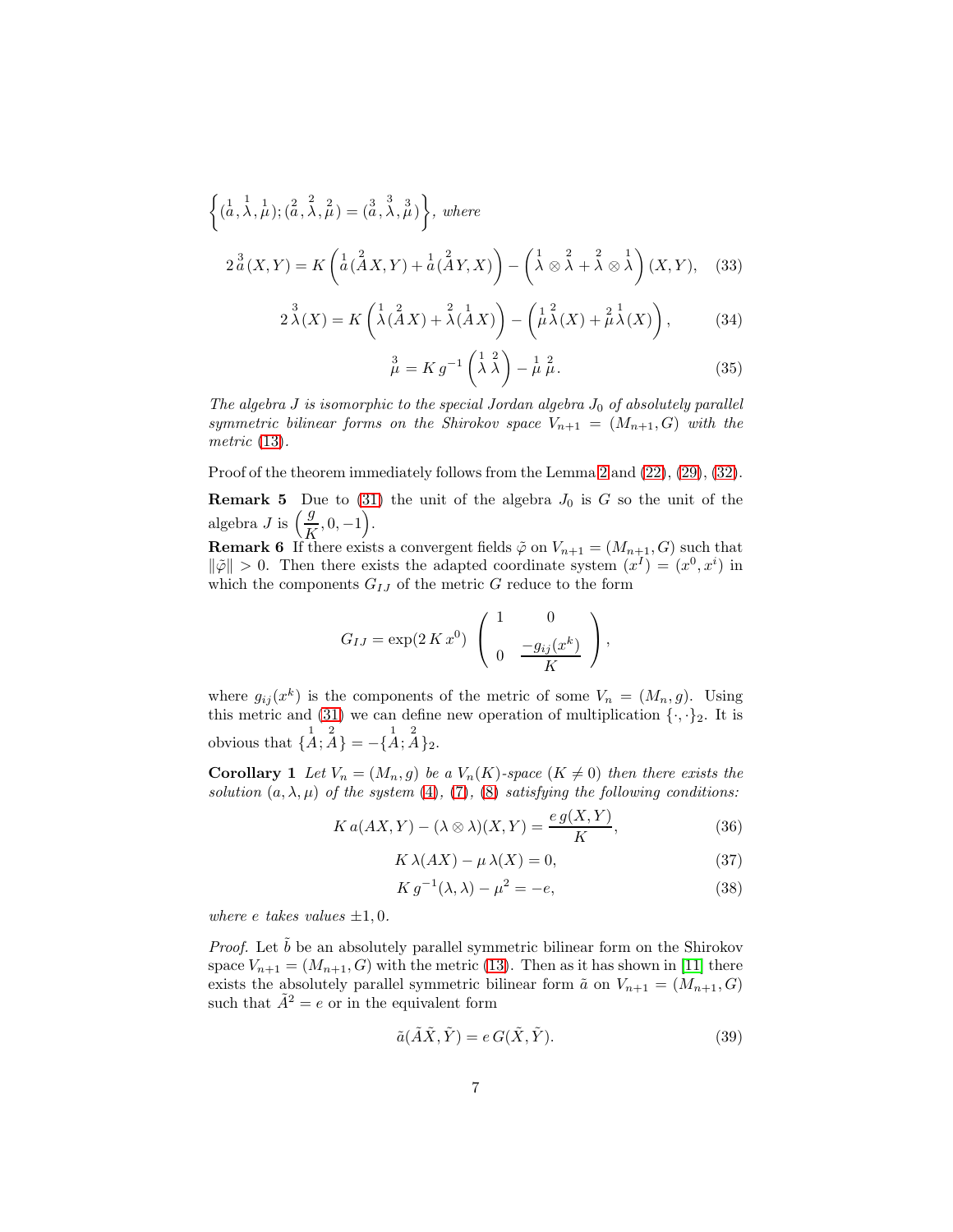$\left\{(\overset{1}{a},\overset{1}{\lambda},\overset{1}{\mu});(\overset{2}{a},\overset{2}{\lambda},\overset{2}{\mu})=(\overset{3}{a},\overset{3}{\lambda},\overset{3}{\mu})\right\}$, *where*

$$2\,\overset{3}{a}(X,Y)=K\left(\overset{1}{a}(\overset{2}{A}X,Y)+\overset{1}{a}(\overset{2}{A}Y,X)\right)-\left(\overset{1}{\lambda}\otimes\overset{2}{\lambda}+\overset{2}{\lambda}\otimes\overset{1}{\lambda}\right)(X,Y),\tag{33}$$

$$2\,\overset{3}{\lambda}(X)=K\left(\overset{1}{\lambda}(\overset{2}{A}X)+\overset{2}{\lambda}(\overset{1}{A}X)\right)-\left(\overset{1}{\mu}\,\overset{2}{\lambda}(X)+\overset{2}{\mu}\,\overset{1}{\lambda}(X)\right),\tag{34}$$

$$\overset{3}{\mu}=K\,g^{-1}\left(\overset{1}{\lambda}\,\overset{2}{\lambda}\right)-\overset{1}{\mu}\,\overset{2}{\mu}.\tag{35}$$

*The algebra $J$ is isomorphic to the special Jordan algebra $J_0$ of absolutely parallel symmetric bilinear forms on the Shirokov space $V_{n+1}=(M_{n+1},G)$ with the metric (13).*

Proof of the theorem immediately follows from the Lemma 2 and (22), (29), (32).

**Remark 5** Due to (31) the unit of the algebra $J_0$ is $G$ so the unit of the algebra $J$ is $\left(\dfrac{g}{K},0,-1\right)$.

**Remark 6** If there exists a convergent fields $\tilde{\varphi}$ on $V_{n+1}=(M_{n+1},G)$ such that $\|\tilde{\varphi}\|>0$. Then there exists the adapted coordinate system $(x^I)=(x^0,x^i)$ in which the components $G_{IJ}$ of the metric $G$ reduce to the form

$$G_{IJ}=\exp(2\,K\,x^0)\,\begin{pmatrix}1 & 0\\ 0 & \dfrac{-g_{ij}(x^k)}{K}\end{pmatrix},$$

where $g_{ij}(x^k)$ is the components of the metric of some $V_n=(M_n,g)$. Using this metric and (31) we can define new operation of multiplication $\{\cdot,\cdot\}_2$. It is obvious that $\{\overset{1}{A};\overset{2}{A}\}=-\{\overset{1}{A};\overset{2}{A}\}_2$.

**Corollary 1** *Let $V_n=(M_n,g)$ be a $V_n(K)$-space ($K\neq 0$) then there exists the solution $(a,\lambda,\mu)$ of the system (4), (7), (8) satisfying the following conditions:*

$$K\,a(AX,Y)-(\lambda\otimes\lambda)(X,Y)=\frac{e\,g(X,Y)}{K},\tag{36}$$

$$K\,\lambda(AX)-\mu\,\lambda(X)=0,\tag{37}$$

$$K\,g^{-1}(\lambda,\lambda)-\mu^2=-e,\tag{38}$$

*where $e$ takes values $\pm1,0$.*

*Proof.* Let $\tilde{b}$ be an absolutely parallel symmetric bilinear form on the Shirokov space $V_{n+1}=(M_{n+1},G)$ with the metric (13). Then as it has shown in [11] there exists the absolutely parallel symmetric bilinear form $\tilde{a}$ on $V_{n+1}=(M_{n+1},G)$ such that $\tilde{A}^2=e$ or in the equivalent form

$$\tilde{a}(\tilde{A}\tilde{X},\tilde{Y})=e\,G(\tilde{X},\tilde{Y}).\tag{39}$$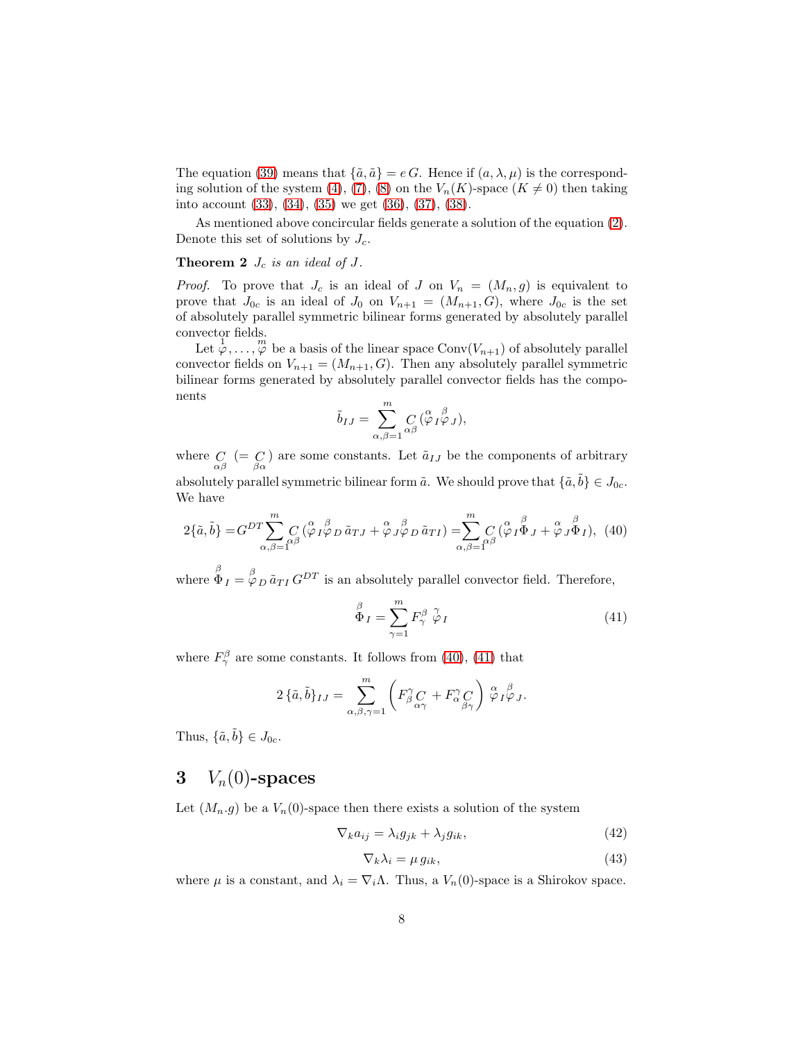The equation (39) means that $\{\tilde{a},\tilde{a}\} = e\,G$. Hence if $(a,\lambda,\mu)$ is the corresponding solution of the system (4), (7), (8) on the $V_n(K)$-space ($K \neq 0$) then taking into account (33), (34), (35) we get (36), (37), (38).

As mentioned above concircular fields generate a solution of the equation (2). Denote this set of solutions by $J_c$.

**Theorem 2** *$J_c$ is an ideal of $J$.*

*Proof.* To prove that $J_c$ is an ideal of $J$ on $V_n = (M_n, g)$ is equivalent to prove that $J_{0c}$ is an ideal of $J_0$ on $V_{n+1} = (M_{n+1}, G)$, where $J_{0c}$ is the set of absolutely parallel symmetric bilinear forms generated by absolutely parallel convector fields.

Let $\overset{1}{\varphi}, \ldots, \overset{m}{\varphi}$ be a basis of the linear space $\mathrm{Conv}(V_{n+1})$ of absolutely parallel convector fields on $V_{n+1} = (M_{n+1}, G)$. Then any absolutely parallel symmetric bilinear forms generated by absolutely parallel convector fields has the components

$$\tilde{b}_{IJ} = \sum_{\alpha,\beta=1}^{m} \underset{\alpha\beta}{C}\,(\overset{\alpha}{\varphi}_I \overset{\beta}{\varphi}_J),$$

where $\underset{\alpha\beta}{C}$ $(= \underset{\beta\alpha}{C})$ are some constants. Let $\tilde{a}_{IJ}$ be the components of arbitrary absolutely parallel symmetric bilinear form $\tilde{a}$. We should prove that $\{\tilde{a},\tilde{b}\} \in J_{0c}$. We have

$$2\{\tilde{a},\tilde{b}\} = G^{DT} \sum_{\alpha,\beta=1}^{m} \underset{\alpha\beta}{C}\,(\overset{\alpha}{\varphi}_I \overset{\beta}{\varphi}_D\, \tilde{a}_{TJ} + \overset{\alpha}{\varphi}_J \overset{\beta}{\varphi}_D\, \tilde{a}_{TI}) = \sum_{\alpha,\beta=1}^{m} \underset{\alpha\beta}{C}\,(\overset{\alpha}{\varphi}_I \overset{\beta}{\Phi}_J + \overset{\alpha}{\varphi}_J \overset{\beta}{\Phi}_I), \quad (40)$$

where $\overset{\beta}{\Phi}_I = \overset{\beta}{\varphi}_D\, \tilde{a}_{TI}\, G^{DT}$ is an absolutely parallel convector field. Therefore,

$$\overset{\beta}{\Phi}_I = \sum_{\gamma=1}^{m} F^{\beta}_{\gamma}\, \overset{\gamma}{\varphi}_I \quad (41)$$

where $F^{\beta}_{\gamma}$ are some constants. It follows from (40), (41) that

$$2\,\{\tilde{a},\tilde{b}\}_{IJ} = \sum_{\alpha,\beta,\gamma=1}^{m} \left( F^{\gamma}_{\beta} \underset{\alpha\gamma}{C} + F^{\gamma}_{\alpha} \underset{\beta\gamma}{C} \right) \overset{\alpha}{\varphi}_I \overset{\beta}{\varphi}_J.$$

Thus, $\{\tilde{a},\tilde{b}\} \in J_{0c}$.

## 3 $V_n(0)$-spaces

Let $(M_n.g)$ be a $V_n(0)$-space then there exists a solution of the system

$$\nabla_k a_{ij} = \lambda_i g_{jk} + \lambda_j g_{ik}, \quad (42)$$

$$\nabla_k \lambda_i = \mu\, g_{ik}, \quad (43)$$

where $\mu$ is a constant, and $\lambda_i = \nabla_i \Lambda$. Thus, a $V_n(0)$-space is a Shirokov space.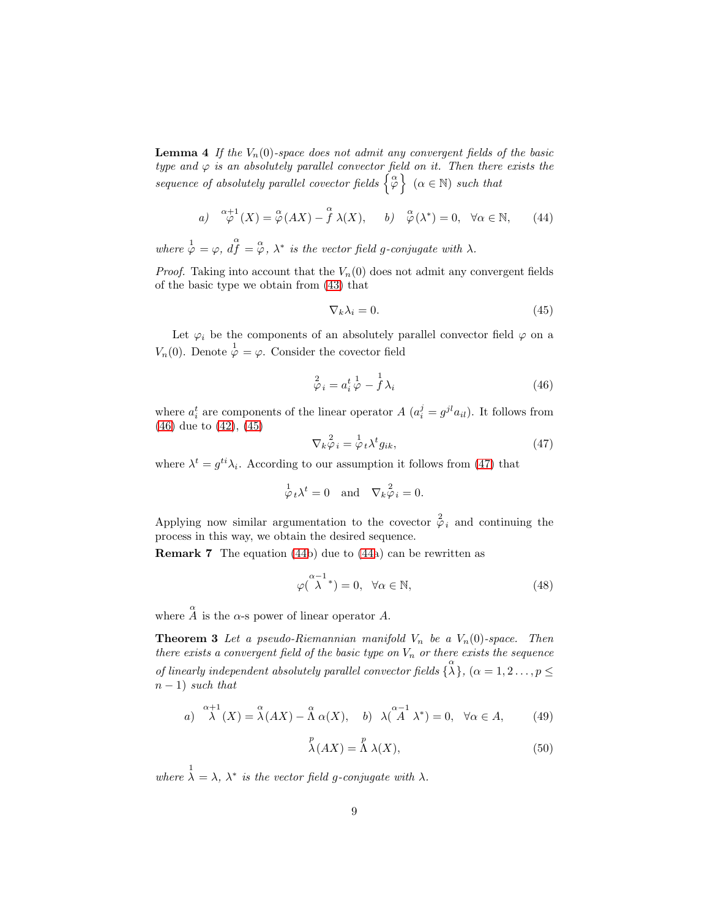**Lemma 4** *If the $V_n(0)$-space does not admit any convergent fields of the basic type and $\varphi$ is an absolutely parallel convector field on it. Then there exists the sequence of absolutely parallel covector fields $\left\{ \overset{\alpha}{\varphi} \right\}$ $(\alpha \in \mathbb{N})$ such that*

$$a) \quad \overset{\alpha+1}{\varphi}(X) = \overset{\alpha}{\varphi}(AX) - \overset{\alpha}{f}\,\lambda(X), \qquad b) \quad \overset{\alpha}{\varphi}(\lambda^*) = 0, \quad \forall \alpha \in \mathbb{N}, \tag{44}$$

*where $\overset{1}{\varphi} = \varphi$, $d\overset{\alpha}{f} = \overset{\alpha}{\varphi}$, $\lambda^*$ is the vector field $g$-conjugate with $\lambda$.*

*Proof.* Taking into account that the $V_n(0)$ does not admit any convergent fields of the basic type we obtain from (43) that

$$\nabla_k \lambda_i = 0. \tag{45}$$

Let $\varphi_i$ be the components of an absolutely parallel convector field $\varphi$ on a $V_n(0)$. Denote $\overset{1}{\varphi} = \varphi$. Consider the covector field

$$\overset{2}{\varphi}_i = a_i^t \overset{1}{\varphi} - \overset{1}{f}\lambda_i \tag{46}$$

where $a_i^t$ are components of the linear operator $A$ $(a_i^j = g^{jl}a_{il})$. It follows from (46) due to (42), (45)

$$\nabla_k \overset{2}{\varphi}_i = \overset{1}{\varphi}_t \lambda^t g_{ik}, \tag{47}$$

where $\lambda^t = g^{ti}\lambda_i$. According to our assumption it follows from (47) that

$$\overset{1}{\varphi}_t \lambda^t = 0 \quad \text{and} \quad \nabla_k \overset{2}{\varphi}_i = 0.$$

Applying now similar argumentation to the covector $\overset{2}{\varphi}_i$ and continuing the process in this way, we obtain the desired sequence.

**Remark 7** The equation (44b) due to (44a) can be rewritten as

$$\varphi(\overset{\alpha-1}{\lambda}{}^*) = 0, \quad \forall \alpha \in \mathbb{N}, \tag{48}$$

where $\overset{\alpha}{A}$ is the $\alpha$-s power of linear operator $A$.

**Theorem 3** *Let a pseudo-Riemannian manifold $V_n$ be a $V_n(0)$-space. Then there exists a convergent field of the basic type on $V_n$ or there exists the sequence of linearly independent absolutely parallel convector fields $\{\overset{\alpha}{\lambda}\}$, $(\alpha = 1, 2 \ldots, p \leq n-1)$ such that*

$$a) \quad \overset{\alpha+1}{\lambda}(X) = \overset{\alpha}{\lambda}(AX) - \overset{\alpha}{\Lambda}\,\alpha(X), \quad b) \quad \lambda(\overset{\alpha-1}{A}\lambda^*) = 0, \quad \forall \alpha \in A, \tag{49}$$

$$\overset{p}{\lambda}(AX) = \overset{p}{\Lambda}\,\lambda(X), \tag{50}$$

*where $\overset{1}{\lambda} = \lambda$, $\lambda^*$ is the vector field $g$-conjugate with $\lambda$.*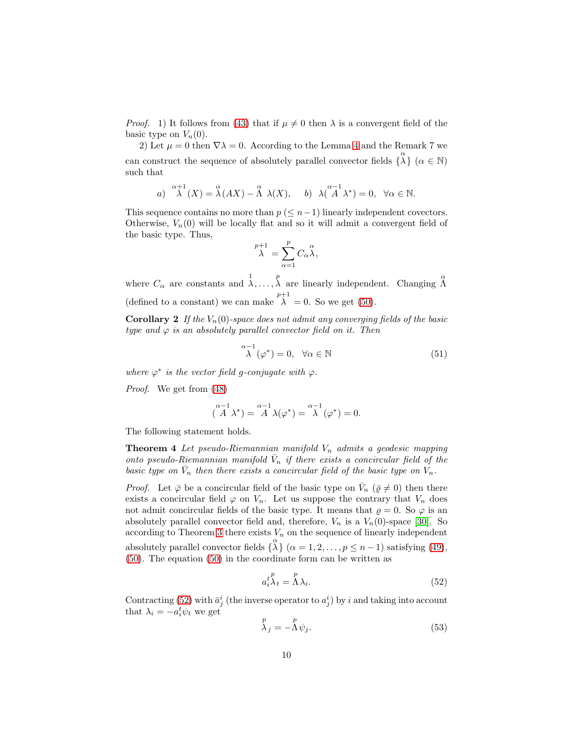*Proof.* 1) It follows from (43) that if $\mu \neq 0$ then $\lambda$ is a convergent field of the basic type on $V_n(0)$.

2) Let $\mu = 0$ then $\nabla\lambda = 0$. According to the Lemma 4 and the Remark 7 we can construct the sequence of absolutely parallel convector fields $\{\overset{\alpha}{\lambda}\}$ ($\alpha \in \mathbb{N}$) such that

$$a) \quad \overset{\alpha+1}{\lambda}(X) = \overset{\alpha}{\lambda}(AX) - \overset{\alpha}{\Lambda}\,\lambda(X), \qquad b) \quad \lambda(\overset{\alpha-1}{A}\lambda^*) = 0, \quad \forall\alpha \in \mathbb{N}.$$

This sequence contains no more than $p$ ($\leq n-1$) linearly independent covectors. Otherwise, $V_n(0)$ will be locally flat and so it will admit a convergent field of the basic type. Thus,

$$\overset{p+1}{\lambda} = \sum_{\alpha=1}^{p} C_\alpha \overset{\alpha}{\lambda},$$

where $C_\alpha$ are constants and $\overset{1}{\lambda}, \ldots, \overset{p}{\lambda}$ are linearly independent. Changing $\overset{\alpha}{\Lambda}$ (defined to a constant) we can make $\overset{p+1}{\lambda} = 0$. So we get (50).

**Corollary 2** *If the $V_n(0)$-space does not admit any converging fields of the basic type and $\varphi$ is an absolutely parallel convector field on it. Then*

$$\overset{\alpha-1}{\lambda}(\varphi^*) = 0, \quad \forall\alpha \in \mathbb{N} \tag{51}$$

*where $\varphi^*$ is the vector field g-conjugate with $\varphi$.*

*Proof.* We get from (48)

$$(\overset{\alpha-1}{A}\lambda^*) = \overset{\alpha-1}{A}\lambda(\varphi^*) = \overset{\alpha-1}{\lambda}(\varphi^*) = 0.$$

The following statement holds.

**Theorem 4** *Let pseudo-Riemannian manifold $V_n$ admits a geodesic mapping onto pseudo-Riemannian manifold $\bar{V}_n$ if there exists a concircular field of the basic type on $\bar{V}_n$ then there exists a concircular field of the basic type on $V_n$.*

*Proof.* Let $\bar{\varphi}$ be a concircular field of the basic type on $\bar{V}_n$ ($\bar{\varrho} \neq 0$) then there exists a concircular field $\varphi$ on $V_n$. Let us suppose the contrary that $V_n$ does not admit concircular fields of the basic type. It means that $\varrho = 0$. So $\varphi$ is an absolutely parallel convector field and, therefore, $V_n$ is a $V_n(0)$-space [30]. So according to Theorem 3 there exists $V_n$ on the sequence of linearly independent absolutely parallel convector fields $\{\overset{\alpha}{\lambda}\}$ ($\alpha = 1, 2, \ldots, p \leq n-1$) satisfying (49), (50). The equation (50) in the coordinate form can be written as

$$a_i^t \overset{p}{\lambda}_t = \overset{p}{\Lambda}\lambda_i. \tag{52}$$

Contracting (52) with $\bar{a}_j^i$ (the inverse operator to $a_j^i$) by $i$ and taking into account that $\lambda_i = -a_i^t \psi_t$ we get

$$\overset{p}{\lambda}_j = -\overset{p}{\Lambda}\psi_j. \tag{53}$$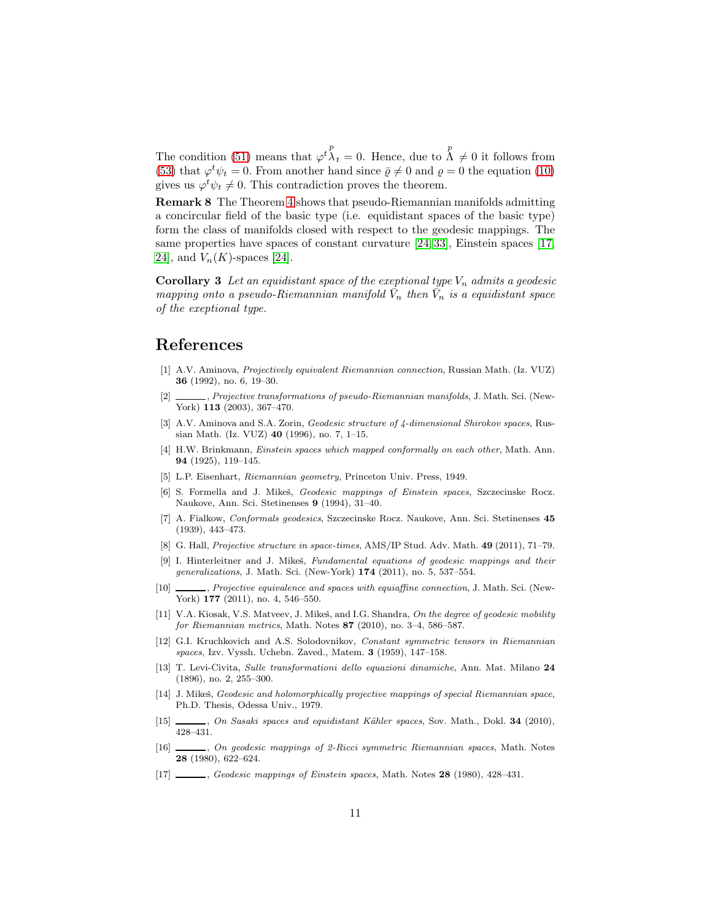The condition (51) means that $\varphi^t \overset{p}{\lambda}_t = 0$. Hence, due to $\overset{p}{\Lambda} \neq 0$ it follows from (53) that $\varphi^t \psi_t = 0$. From another hand since $\bar{\varrho} \neq 0$ and $\varrho = 0$ the equation (10) gives us $\varphi^t \psi_t \neq 0$. This contradiction proves the theorem.

**Remark 8** The Theorem 4 shows that pseudo-Riemannian manifolds admitting a concircular field of the basic type (i.e. equidistant spaces of the basic type) form the class of manifolds closed with respect to the geodesic mappings. The same properties have spaces of constant curvature [24, 33], Einstein spaces [17, 24], and $V_n(K)$-spaces [24].

**Corollary 3** *Let an equidistant space of the exeptional type $V_n$ admits a geodesic mapping onto a pseudo-Riemannian manifold $\bar{V}_n$ then $\bar{V}_n$ is a equidistant space of the exeptional type.*

# References

[1] A.V. Aminova, *Projectively equivalent Riemannian connection*, Russian Math. (Iz. VUZ) **36** (1992), no. 6, 19–30.

[2] ______, *Projective transformations of pseudo-Riemannian manifolds*, J. Math. Sci. (New-York) **113** (2003), 367–470.

[3] A.V. Aminova and S.A. Zorin, *Geodesic structure of 4-dimensional Shirokov spaces*, Russian Math. (Iz. VUZ) **40** (1996), no. 7, 1–15.

[4] H.W. Brinkmann, *Einstein spaces which mapped conformally on each other*, Math. Ann. **94** (1925), 119–145.

[5] L.P. Eisenhart, *Riemannian geometry*, Princeton Univ. Press, 1949.

[6] S. Formella and J. Mikeš, *Geodesic mappings of Einstein spaces*, Szczecinske Rocz. Naukove, Ann. Sci. Stetinenses **9** (1994), 31–40.

[7] A. Fialkow, *Conformals geodesics*, Szczecinske Rocz. Naukove, Ann. Sci. Stetinenses **45** (1939), 443–473.

[8] G. Hall, *Projective structure in space-times*, AMS/IP Stud. Adv. Math. **49** (2011), 71–79.

[9] I. Hinterleitner and J. Mikeš, *Fundamental equations of geodesic mappings and their generalizations*, J. Math. Sci. (New-York) **174** (2011), no. 5, 537–554.

[10] ______, *Projective equivalence and spaces with equiaffine connection*, J. Math. Sci. (New-York) **177** (2011), no. 4, 546–550.

[11] V.A. Kiosak, V.S. Matveev, J. Mikeš, and I.G. Shandra, *On the degree of geodesic mobility for Riemannian metrics*, Math. Notes **87** (2010), no. 3–4, 586–587.

[12] G.I. Kruchkovich and A.S. Solodovnikov, *Constant symmetric tensors in Riemannian spaces*, Izv. Vyssh. Uchebn. Zaved., Matem. **3** (1959), 147–158.

[13] T. Levi-Civita, *Sulle transformationi dello equazioni dinamiche*, Ann. Mat. Milano **24** (1896), no. 2, 255–300.

[14] J. Mikeš, *Geodesic and holomorphically projective mappings of special Riemannian space*, Ph.D. Thesis, Odessa Univ., 1979.

[15] ______, *On Sasaki spaces and equidistant Kähler spaces*, Sov. Math., Dokl. **34** (2010), 428–431.

[16] ______, *On geodesic mappings of 2-Ricci symmetric Riemannian spaces*, Math. Notes **28** (1980), 622–624.

[17] ______, *Geodesic mappings of Einstein spaces*, Math. Notes **28** (1980), 428–431.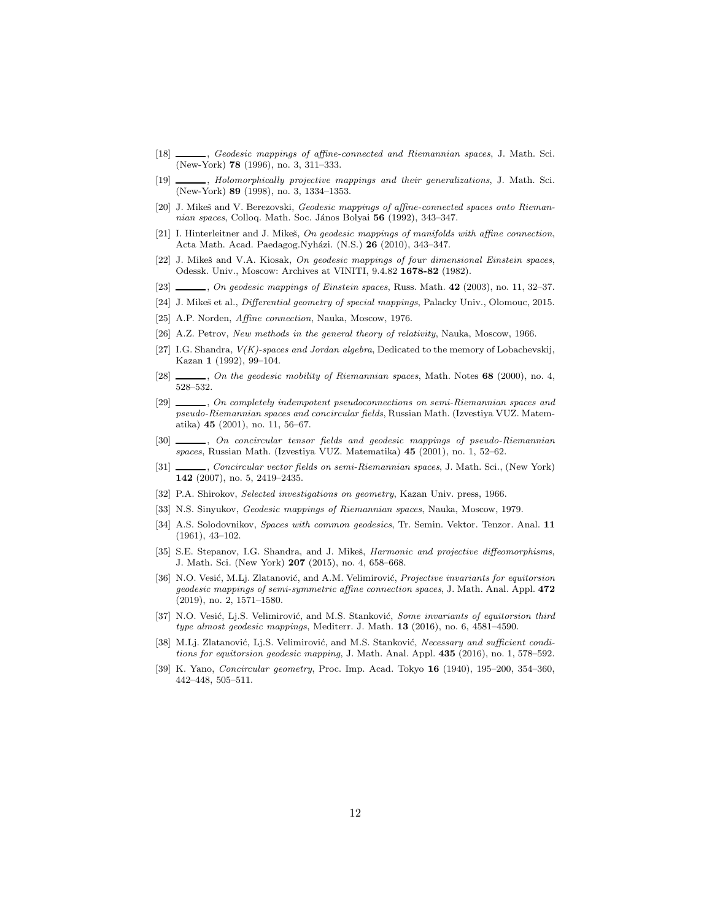[18] ______, *Geodesic mappings of affine-connected and Riemannian spaces*, J. Math. Sci. (New-York) **78** (1996), no. 3, 311–333.

[19] ______, *Holomorphically projective mappings and their generalizations*, J. Math. Sci. (New-York) **89** (1998), no. 3, 1334–1353.

[20] J. Mikeš and V. Berezovski, *Geodesic mappings of affine-connected spaces onto Riemannian spaces*, Colloq. Math. Soc. János Bolyai **56** (1992), 343–347.

[21] I. Hinterleitner and J. Mikeš, *On geodesic mappings of manifolds with affine connection*, Acta Math. Acad. Paedagog.Nyházi. (N.S.) **26** (2010), 343–347.

[22] J. Mikeš and V.A. Kiosak, *On geodesic mappings of four dimensional Einstein spaces*, Odessk. Univ., Moscow: Archives at VINITI, 9.4.82 **1678-82** (1982).

[23] ______, *On geodesic mappings of Einstein spaces*, Russ. Math. **42** (2003), no. 11, 32–37.

[24] J. Mikeš et al., *Differential geometry of special mappings*, Palacky Univ., Olomouc, 2015.

[25] A.P. Norden, *Affine connection*, Nauka, Moscow, 1976.

[26] A.Z. Petrov, *New methods in the general theory of relativity*, Nauka, Moscow, 1966.

[27] I.G. Shandra, *V(K)-spaces and Jordan algebra*, Dedicated to the memory of Lobachevskij, Kazan **1** (1992), 99–104.

[28] ______, *On the geodesic mobility of Riemannian spaces*, Math. Notes **68** (2000), no. 4, 528–532.

[29] ______, *On completely indempotent pseudoconnections on semi-Riemannian spaces and pseudo-Riemannian spaces and concircular fields*, Russian Math. (Izvestiya VUZ. Matematika) **45** (2001), no. 11, 56–67.

[30] ______, *On concircular tensor fields and geodesic mappings of pseudo-Riemannian spaces*, Russian Math. (Izvestiya VUZ. Matematika) **45** (2001), no. 1, 52–62.

[31] ______, *Concircular vector fields on semi-Riemannian spaces*, J. Math. Sci., (New York) **142** (2007), no. 5, 2419–2435.

[32] P.A. Shirokov, *Selected investigations on geometry*, Kazan Univ. press, 1966.

[33] N.S. Sinyukov, *Geodesic mappings of Riemannian spaces*, Nauka, Moscow, 1979.

[34] A.S. Solodovnikov, *Spaces with common geodesics*, Tr. Semin. Vektor. Tenzor. Anal. **11** (1961), 43–102.

[35] S.E. Stepanov, I.G. Shandra, and J. Mikeš, *Harmonic and projective diffeomorphisms*, J. Math. Sci. (New York) **207** (2015), no. 4, 658–668.

[36] N.O. Vesić, M.Lj. Zlatanović, and A.M. Velimirović, *Projective invariants for equitorsion geodesic mappings of semi-symmetric affine connection spaces*, J. Math. Anal. Appl. **472** (2019), no. 2, 1571–1580.

[37] N.O. Vesić, Lj.S. Velimirović, and M.S. Stanković, *Some invariants of equitorsion third type almost geodesic mappings*, Mediterr. J. Math. **13** (2016), no. 6, 4581–4590.

[38] M.Lj. Zlatanović, Lj.S. Velimirović, and M.S. Stanković, *Necessary and sufficient conditions for equitorsion geodesic mapping*, J. Math. Anal. Appl. **435** (2016), no. 1, 578–592.

[39] K. Yano, *Concircular geometry*, Proc. Imp. Acad. Tokyo **16** (1940), 195–200, 354–360, 442–448, 505–511.